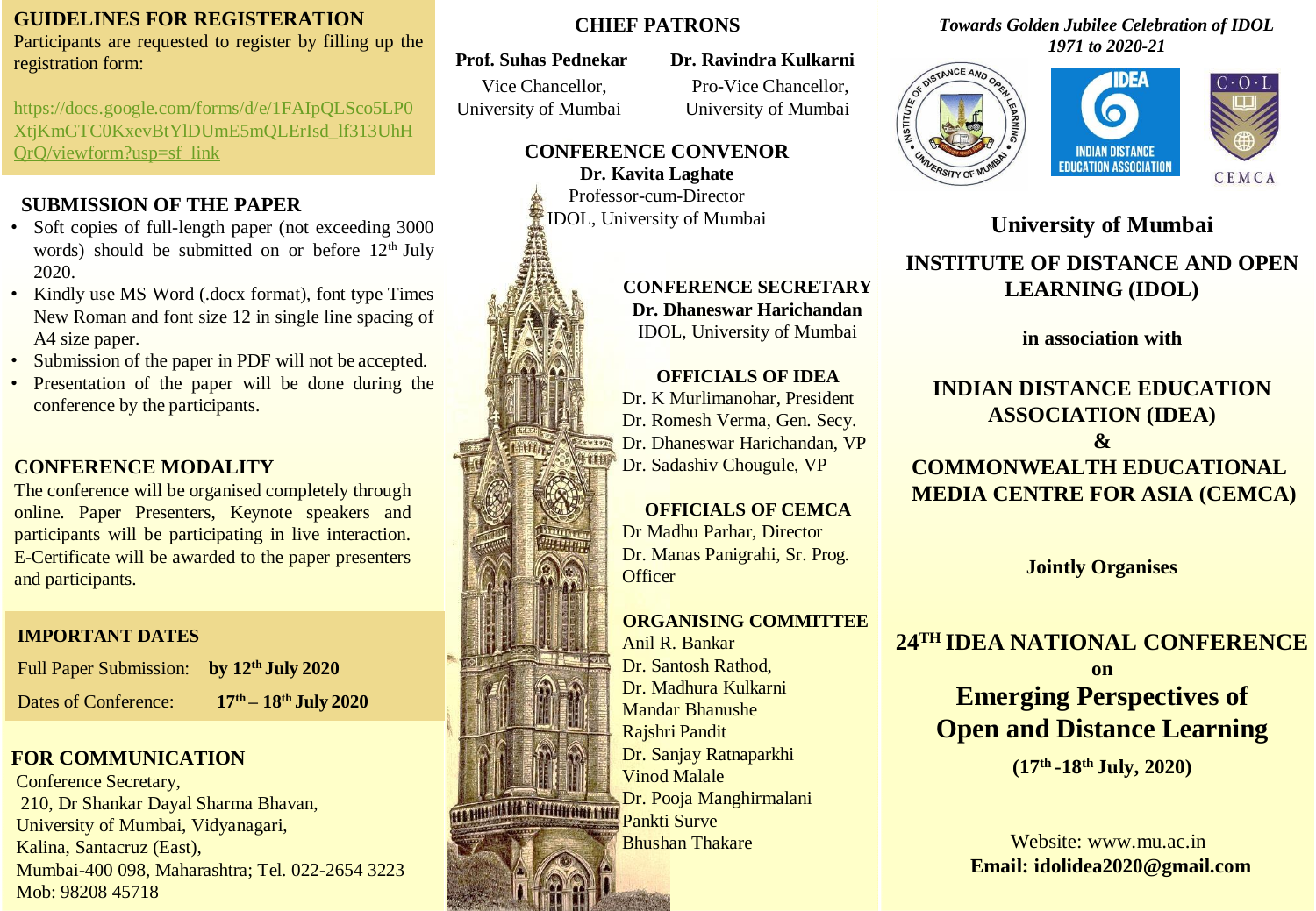## GUIDELINES FOR REGISTERATION

Participants are requested to register by filling up the registration form:

https://docs.google.com/forms/d/e/1FAIpQLSco5LP0XtjKmGTC0KxevBtYlDUmE5mQLErIsd_lf313UhHQrQ/viewform?usp=sf_link

## SUBMISSION OF THE PAPER

- Soft copies of full-length paper (not exceeding 3000 words) should be submitted on or before 12th July 2020.
- Kindly use MS Word (.docx format), font type Times New Roman and font size 12 in single line spacing of A4 size paper.
- Submission of the paper in PDF will not be accepted.
- Presentation of the paper will be done during the conference by the participants.

## CONFERENCE MODALITY

The conference will be organised completely through online. Paper Presenters, Keynote speakers and participants will be participating in live interaction. E-Certificate will be awarded to the paper presenters and participants.

## IMPORTANT DATES

| | |
|---|---|
| Full Paper Submission: | **by 12th July 2020** |
| Dates of Conference: | **17th – 18th July 2020** |

## FOR COMMUNICATION

Conference Secretary,
210, Dr Shankar Dayal Sharma Bhavan,
University of Mumbai, Vidyanagari,
Kalina, Santacruz (East),
Mumbai-400 098, Maharashtra; Tel. 022-2654 3223
Mob: 98208 45718

## CHIEF PATRONS

**Prof. Suhas Pednekar**
Vice Chancellor,
University of Mumbai

**Dr. Ravindra Kulkarni**
Pro-Vice Chancellor,
University of Mumbai

## CONFERENCE CONVENOR

**Dr. Kavita Laghate**
Professor-cum-Director
IDOL, University of Mumbai

## CONFERENCE SECRETARY

**Dr. Dhaneswar Harichandan**
IDOL, University of Mumbai

## OFFICIALS OF IDEA

Dr. K Murlimanohar, President
Dr. Romesh Verma, Gen. Secy.
Dr. Dhaneswar Harichandan, VP
Dr. Sadashiv Chougule, VP

## OFFICIALS OF CEMCA

Dr Madhu Parhar, Director
Dr. Manas Panigrahi, Sr. Prog. Officer

## ORGANISING COMMITTEE

Anil R. Bankar
Dr. Santosh Rathod,
Dr. Madhura Kulkarni
Mandar Bhanushe
Rajshri Pandit
Dr. Sanjay Ratnaparkhi
Vinod Malale
Dr. Pooja Manghirmalani
Pankti Surve
Bhushan Thakare

*Towards Golden Jubilee Celebration of IDOL 1971 to 2020-21*

## University of Mumbai

## INSTITUTE OF DISTANCE AND OPEN LEARNING (IDOL)

**in association with**

## INDIAN DISTANCE EDUCATION ASSOCIATION (IDEA) & COMMONWEALTH EDUCATIONAL MEDIA CENTRE FOR ASIA (CEMCA)

**Jointly Organises**

# 24TH IDEA NATIONAL CONFERENCE on Emerging Perspectives of Open and Distance Learning

**(17th -18th July, 2020)**

Website: www.mu.ac.in
**Email: idolidea2020@gmail.com**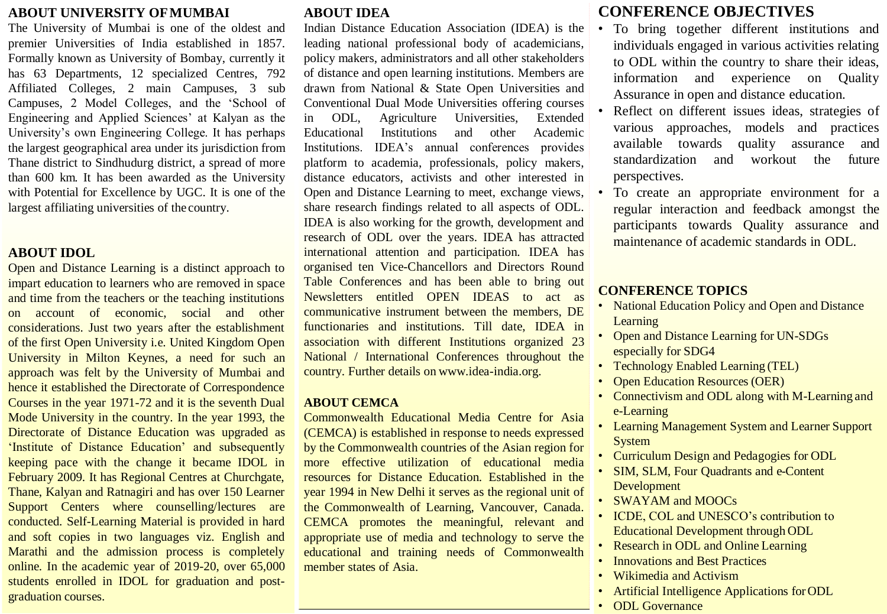## ABOUT UNIVERSITY OF MUMBAI

The University of Mumbai is one of the oldest and premier Universities of India established in 1857. Formally known as University of Bombay, currently it has 63 Departments, 12 specialized Centres, 792 Affiliated Colleges, 2 main Campuses, 3 sub Campuses, 2 Model Colleges, and the 'School of Engineering and Applied Sciences' at Kalyan as the University's own Engineering College. It has perhaps the largest geographical area under its jurisdiction from Thane district to Sindhudurg district, a spread of more than 600 km. It has been awarded as the University with Potential for Excellence by UGC. It is one of the largest affiliating universities of the country.

## ABOUT IDOL

Open and Distance Learning is a distinct approach to impart education to learners who are removed in space and time from the teachers or the teaching institutions on account of economic, social and other considerations. Just two years after the establishment of the first Open University i.e. United Kingdom Open University in Milton Keynes, a need for such an approach was felt by the University of Mumbai and hence it established the Directorate of Correspondence Courses in the year 1971-72 and it is the seventh Dual Mode University in the country. In the year 1993, the Directorate of Distance Education was upgraded as 'Institute of Distance Education' and subsequently keeping pace with the change it became IDOL in February 2009. It has Regional Centres at Churchgate, Thane, Kalyan and Ratnagiri and has over 150 Learner Support Centers where counselling/lectures are conducted. Self-Learning Material is provided in hard and soft copies in two languages viz. English and Marathi and the admission process is completely online. In the academic year of 2019-20, over 65,000 students enrolled in IDOL for graduation and post-graduation courses.

## ABOUT IDEA

Indian Distance Education Association (IDEA) is the leading national professional body of academicians, policy makers, administrators and all other stakeholders of distance and open learning institutions. Members are drawn from National & State Open Universities and Conventional Dual Mode Universities offering courses in ODL, Agriculture Universities, Extended Educational Institutions and other Academic Institutions. IDEA's annual conferences provides platform to academia, professionals, policy makers, distance educators, activists and other interested in Open and Distance Learning to meet, exchange views, share research findings related to all aspects of ODL. IDEA is also working for the growth, development and research of ODL over the years. IDEA has attracted international attention and participation. IDEA has organised ten Vice-Chancellors and Directors Round Table Conferences and has been able to bring out Newsletters entitled OPEN IDEAS to act as communicative instrument between the members, DE functionaries and institutions. Till date, IDEA in association with different Institutions organized 23 National / International Conferences throughout the country. Further details on www.idea-india.org.

## ABOUT CEMCA

Commonwealth Educational Media Centre for Asia (CEMCA) is established in response to needs expressed by the Commonwealth countries of the Asian region for more effective utilization of educational media resources for Distance Education. Established in the year 1994 in New Delhi it serves as the regional unit of the Commonwealth of Learning, Vancouver, Canada. CEMCA promotes the meaningful, relevant and appropriate use of media and technology to serve the educational and training needs of Commonwealth member states of Asia.

## CONFERENCE OBJECTIVES

- To bring together different institutions and individuals engaged in various activities relating to ODL within the country to share their ideas, information and experience on Quality Assurance in open and distance education.
- Reflect on different issues ideas, strategies of various approaches, models and practices available towards quality assurance and standardization and workout the future perspectives.
- To create an appropriate environment for a regular interaction and feedback amongst the participants towards Quality assurance and maintenance of academic standards in ODL.

## CONFERENCE TOPICS

- National Education Policy and Open and Distance Learning
- Open and Distance Learning for UN-SDGs especially for SDG4
- Technology Enabled Learning (TEL)
- Open Education Resources (OER)
- Connectivism and ODL along with M-Learning and e-Learning
- Learning Management System and Learner Support System
- Curriculum Design and Pedagogies for ODL
- SIM, SLM, Four Quadrants and e-Content Development
- SWAYAM and MOOCs
- ICDE, COL and UNESCO's contribution to Educational Development through ODL
- Research in ODL and Online Learning
- Innovations and Best Practices
- Wikimedia and Activism
- Artificial Intelligence Applications for ODL
- ODL Governance